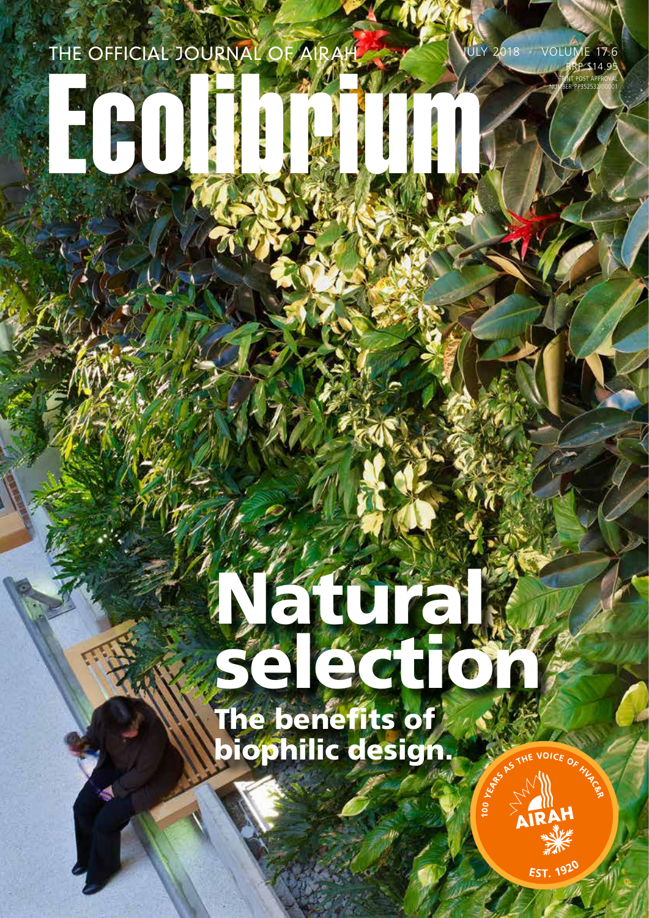THE OFFICIAL JOURNAL OF AIRAH

JULY 2018 · VOLUME 17.6

RRP $14.95

PRINT POST APPROVAL NUMBER PP352532/00001

# Ecolibrium

# Natural selection

## The benefits of biophilic design.

100 YEARS AS THE VOICE OF HVAC&R

AIRAH

EST. 1920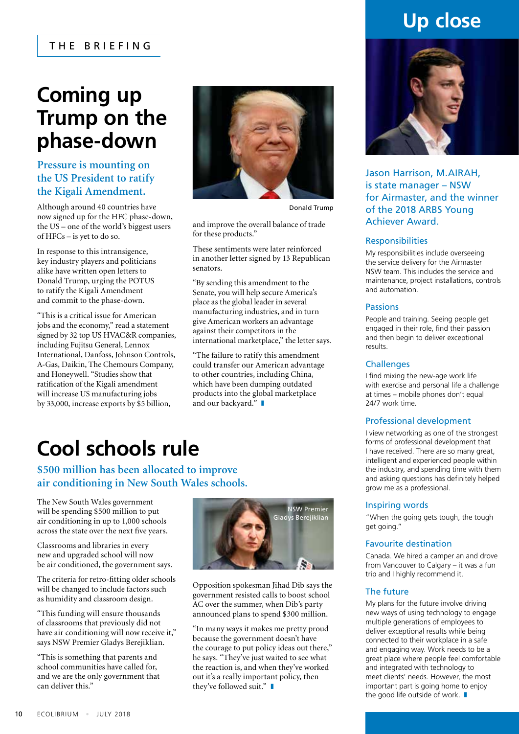THE BRIEFING

# Coming up Trump on the phase-down

## Pressure is mounting on the US President to ratify the Kigali Amendment.

Although around 40 countries have now signed up for the HFC phase-down, the US – one of the world's biggest users of HFCs – is yet to do so.

In response to this intransigence, key industry players and politicians alike have written open letters to Donald Trump, urging the POTUS to ratify the Kigali Amendment and commit to the phase-down.

"This is a critical issue for American jobs and the economy," read a statement signed by 32 top US HVAC&R companies, including Fujitsu General, Lennox International, Danfoss, Johnson Controls, A-Gas, Daikin, The Chemours Company, and Honeywell. "Studies show that ratification of the Kigali amendment will increase US manufacturing jobs by 33,000, increase exports by $5 billion, and improve the overall balance of trade for these products."

Donald Trump

These sentiments were later reinforced in another letter signed by 13 Republican senators.

"By sending this amendment to the Senate, you will help secure America's place as the global leader in several manufacturing industries, and in turn give American workers an advantage against their competitors in the international marketplace," the letter says.

"The failure to ratify this amendment could transfer our American advantage to other countries, including China, which have been dumping outdated products into the global marketplace and our backyard."

# Cool schools rule

## $500 million has been allocated to improve air conditioning in New South Wales schools.

The New South Wales government will be spending $500 million to put air conditioning in up to 1,000 schools across the state over the next five years.

Classrooms and libraries in every new and upgraded school will now be air conditioned, the government says.

The criteria for retro-fitting older schools will be changed to include factors such as humidity and classroom design.

"This funding will ensure thousands of classrooms that previously did not have air conditioning will now receive it," says NSW Premier Gladys Berejiklian.

"This is something that parents and school communities have called for, and we are the only government that can deliver this."

NSW Premier Gladys Berejiklian

Opposition spokesman Jihad Dib says the government resisted calls to boost school AC over the summer, when Dib's party announced plans to spend $300 million.

"In many ways it makes me pretty proud because the government doesn't have the courage to put policy ideas out there," he says. "They've just waited to see what the reaction is, and when they've worked out it's a really important policy, then they've followed suit."

# Up close

## Jason Harrison, M.AIRAH, is state manager – NSW for Airmaster, and the winner of the 2018 ARBS Young Achiever Award.

### Responsibilities

My responsibilities include overseeing the service delivery for the Airmaster NSW team. This includes the service and maintenance, project installations, controls and automation.

### Passions

People and training. Seeing people get engaged in their role, find their passion and then begin to deliver exceptional results.

### Challenges

I find mixing the new-age work life with exercise and personal life a challenge at times – mobile phones don't equal 24/7 work time.

### Professional development

I view networking as one of the strongest forms of professional development that I have received. There are so many great, intelligent and experienced people within the industry, and spending time with them and asking questions has definitely helped grow me as a professional.

### Inspiring words

"When the going gets tough, the tough get going."

### Favourite destination

Canada. We hired a camper an and drove from Vancouver to Calgary – it was a fun trip and I highly recommend it.

### The future

My plans for the future involve driving new ways of using technology to engage multiple generations of employees to deliver exceptional results while being connected to their workplace in a safe and engaging way. Work needs to be a great place where people feel comfortable and integrated with technology to meet clients' needs. However, the most important part is going home to enjoy the good life outside of work.